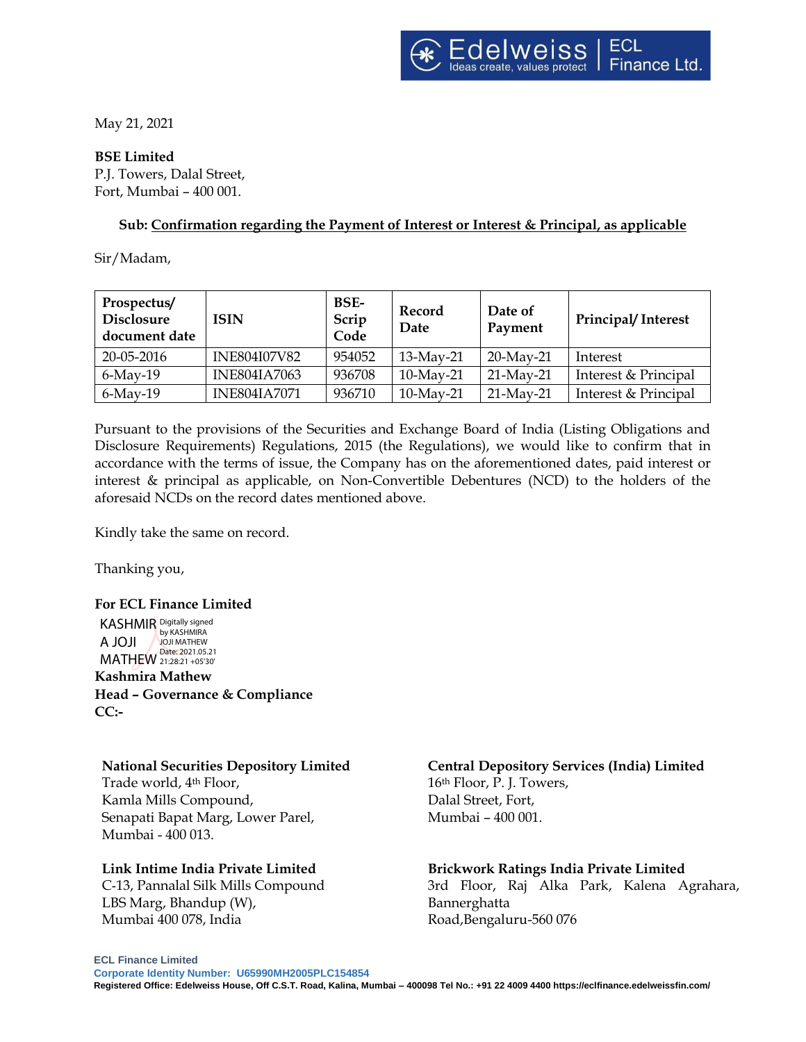May 21, 2021

**BSE Limited**
P.J. Towers, Dalal Street,
Fort, Mumbai – 400 001.

**Sub: Confirmation regarding the Payment of Interest or Interest & Principal, as applicable**

Sir/Madam,

| Prospectus/ Disclosure document date | ISIN | BSE-Scrip Code | Record Date | Date of Payment | Principal/ Interest |
|---|---|---|---|---|---|
| 20-05-2016 | INE804I07V82 | 954052 | 13-May-21 | 20-May-21 | Interest |
| 6-May-19 | INE804IA7063 | 936708 | 10-May-21 | 21-May-21 | Interest & Principal |
| 6-May-19 | INE804IA7071 | 936710 | 10-May-21 | 21-May-21 | Interest & Principal |

Pursuant to the provisions of the Securities and Exchange Board of India (Listing Obligations and Disclosure Requirements) Regulations, 2015 (the Regulations), we would like to confirm that in accordance with the terms of issue, the Company has on the aforementioned dates, paid interest or interest & principal as applicable, on Non-Convertible Debentures (NCD) to the holders of the aforesaid NCDs on the record dates mentioned above.

Kindly take the same on record.

Thanking you,

**For ECL Finance Limited**

KASHMIRA JOJI MATHEW — Digitally signed by KASHMIRA JOJI MATHEW Date: 2021.05.21 21:28:21 +05'30'

**Kashmira Mathew**
**Head – Governance & Compliance**
**CC:-**

**National Securities Depository Limited**
Trade world, 4th Floor,
Kamla Mills Compound,
Senapati Bapat Marg, Lower Parel,
Mumbai - 400 013.

**Central Depository Services (India) Limited**
16th Floor, P. J. Towers,
Dalal Street, Fort,
Mumbai – 400 001.

**Link Intime India Private Limited**
C-13, Pannalal Silk Mills Compound
LBS Marg, Bhandup (W),
Mumbai 400 078, India

**Brickwork Ratings India Private Limited**
3rd Floor, Raj Alka Park, Kalena Agrahara, Bannerghatta
Road,Bengaluru-560 076

**ECL Finance Limited**
**Corporate Identity Number: U65990MH2005PLC154854**
**Registered Office: Edelweiss House, Off C.S.T. Road, Kalina, Mumbai – 400098 Tel No.: +91 22 4009 4400 https://eclfinance.edelweissfin.com/**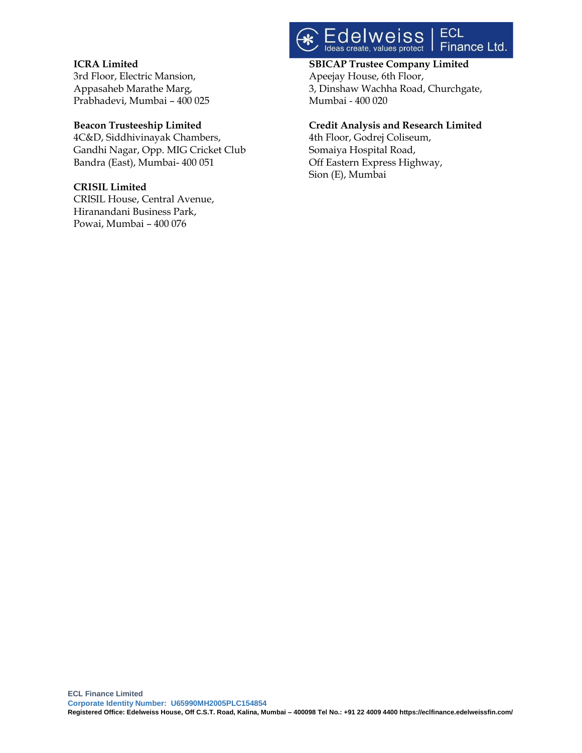**ICRA Limited**
3rd Floor, Electric Mansion,
Appasaheb Marathe Marg,
Prabhadevi, Mumbai – 400 025

**Beacon Trusteeship Limited**
4C&D, Siddhivinayak Chambers,
Gandhi Nagar, Opp. MIG Cricket Club
Bandra (East), Mumbai- 400 051

**CRISIL Limited**
CRISIL House, Central Avenue,
Hiranandani Business Park,
Powai, Mumbai – 400 076

**SBICAP Trustee Company Limited**
Apeejay House, 6th Floor,
3, Dinshaw Wachha Road, Churchgate,
Mumbai - 400 020

**Credit Analysis and Research Limited**
4th Floor, Godrej Coliseum,
Somaiya Hospital Road,
Off Eastern Express Highway,
Sion (E), Mumbai